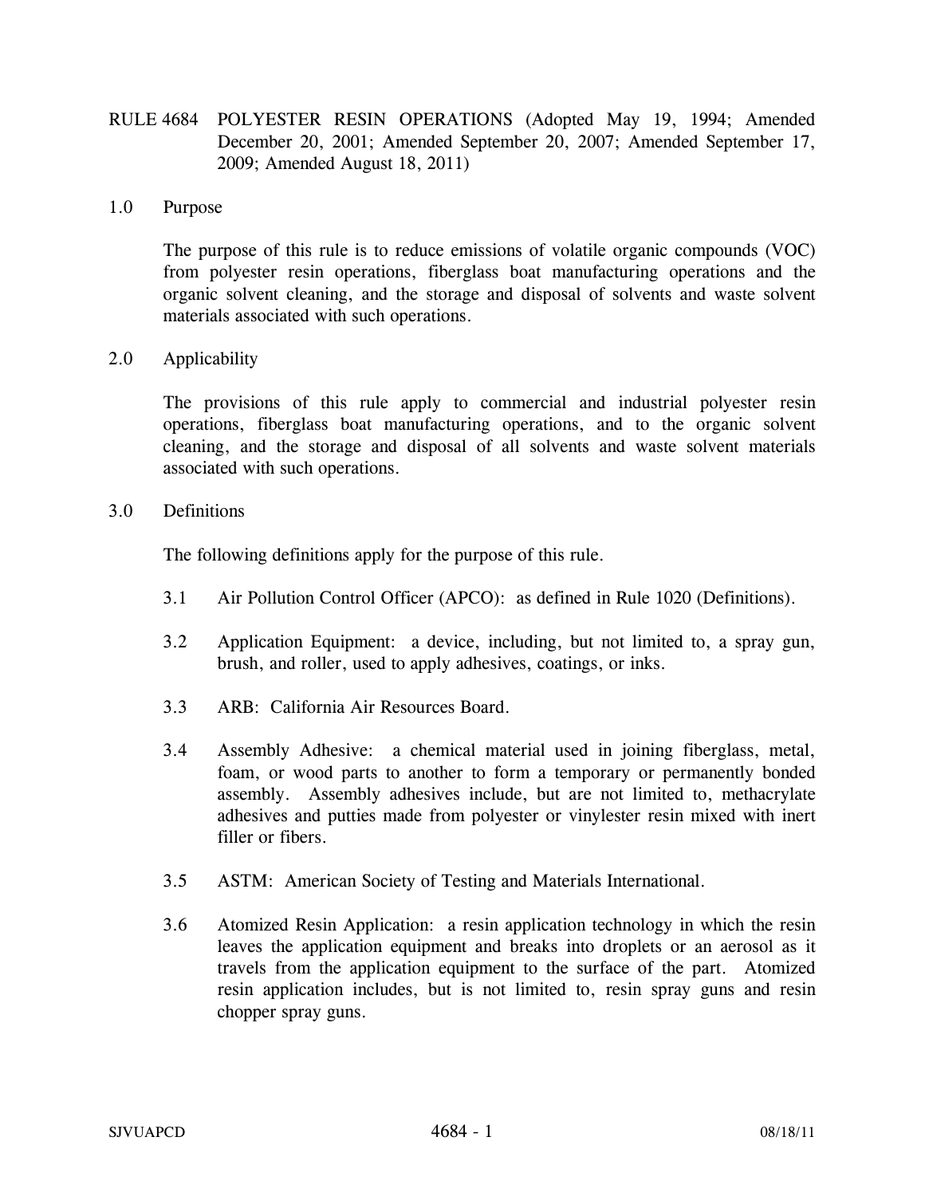# RULE 4684 POLYESTER RESIN OPERATIONS (Adopted May 19, 1994; Amended December 20, 2001; Amended September 20, 2007; Amended September 17, 2009; Amended August 18, 2011)

## 1.0 Purpose

The purpose of this rule is to reduce emissions of volatile organic compounds (VOC) from polyester resin operations, fiberglass boat manufacturing operations and the organic solvent cleaning, and the storage and disposal of solvents and waste solvent materials associated with such operations.

## 2.0 Applicability

The provisions of this rule apply to commercial and industrial polyester resin operations, fiberglass boat manufacturing operations, and to the organic solvent cleaning, and the storage and disposal of all solvents and waste solvent materials associated with such operations.

## 3.0 Definitions

The following definitions apply for the purpose of this rule.

3.1 Air Pollution Control Officer (APCO): as defined in Rule 1020 (Definitions).

3.2 Application Equipment: a device, including, but not limited to, a spray gun, brush, and roller, used to apply adhesives, coatings, or inks.

3.3 ARB: California Air Resources Board.

3.4 Assembly Adhesive: a chemical material used in joining fiberglass, metal, foam, or wood parts to another to form a temporary or permanently bonded assembly. Assembly adhesives include, but are not limited to, methacrylate adhesives and putties made from polyester or vinylester resin mixed with inert filler or fibers.

3.5 ASTM: American Society of Testing and Materials International.

3.6 Atomized Resin Application: a resin application technology in which the resin leaves the application equipment and breaks into droplets or an aerosol as it travels from the application equipment to the surface of the part. Atomized resin application includes, but is not limited to, resin spray guns and resin chopper spray guns.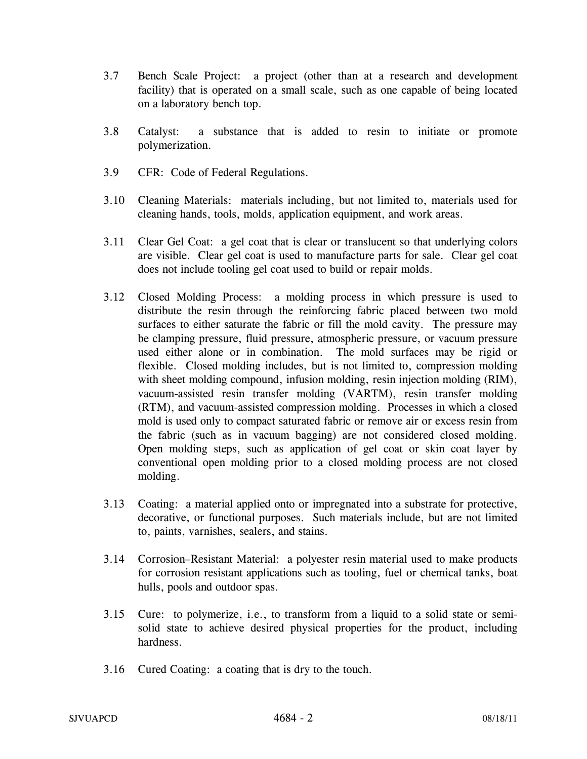3.7 Bench Scale Project: a project (other than at a research and development facility) that is operated on a small scale, such as one capable of being located on a laboratory bench top.

3.8 Catalyst: a substance that is added to resin to initiate or promote polymerization.

3.9 CFR: Code of Federal Regulations.

3.10 Cleaning Materials: materials including, but not limited to, materials used for cleaning hands, tools, molds, application equipment, and work areas.

3.11 Clear Gel Coat: a gel coat that is clear or translucent so that underlying colors are visible. Clear gel coat is used to manufacture parts for sale. Clear gel coat does not include tooling gel coat used to build or repair molds.

3.12 Closed Molding Process: a molding process in which pressure is used to distribute the resin through the reinforcing fabric placed between two mold surfaces to either saturate the fabric or fill the mold cavity. The pressure may be clamping pressure, fluid pressure, atmospheric pressure, or vacuum pressure used either alone or in combination. The mold surfaces may be rigid or flexible. Closed molding includes, but is not limited to, compression molding with sheet molding compound, infusion molding, resin injection molding (RIM), vacuum-assisted resin transfer molding (VARTM), resin transfer molding (RTM), and vacuum-assisted compression molding. Processes in which a closed mold is used only to compact saturated fabric or remove air or excess resin from the fabric (such as in vacuum bagging) are not considered closed molding. Open molding steps, such as application of gel coat or skin coat layer by conventional open molding prior to a closed molding process are not closed molding.

3.13 Coating: a material applied onto or impregnated into a substrate for protective, decorative, or functional purposes. Such materials include, but are not limited to, paints, varnishes, sealers, and stains.

3.14 Corrosion–Resistant Material: a polyester resin material used to make products for corrosion resistant applications such as tooling, fuel or chemical tanks, boat hulls, pools and outdoor spas.

3.15 Cure: to polymerize, i.e., to transform from a liquid to a solid state or semi-solid state to achieve desired physical properties for the product, including hardness.

3.16 Cured Coating: a coating that is dry to the touch.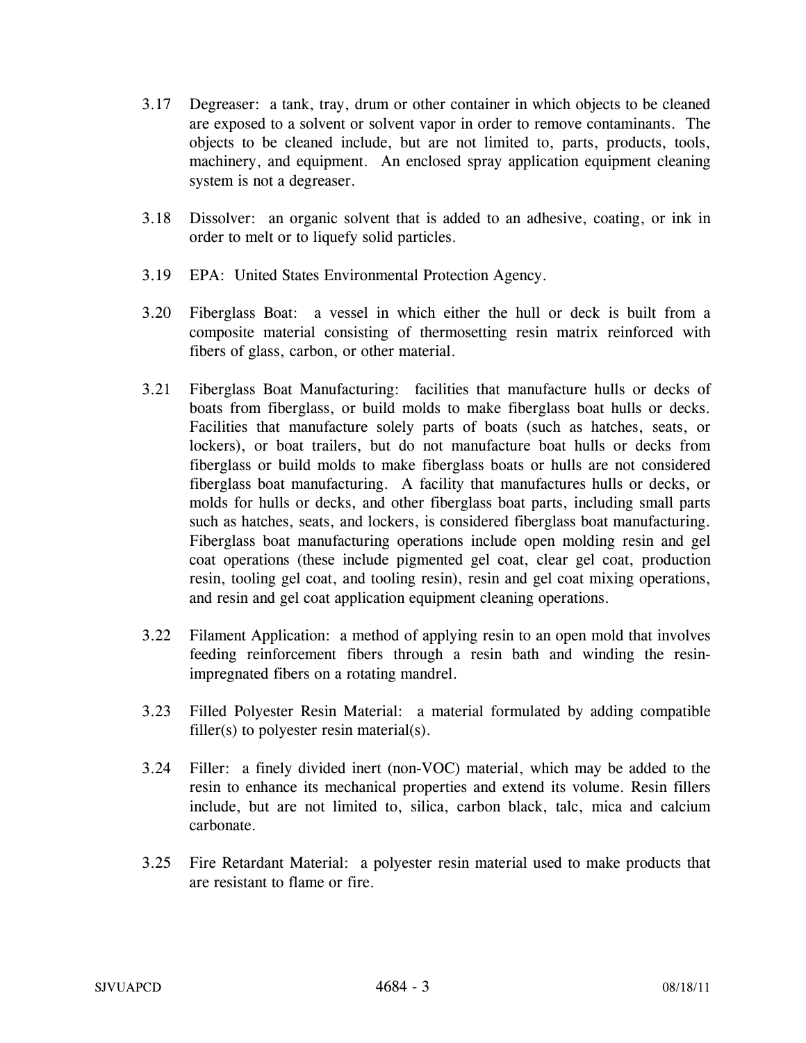3.17 Degreaser: a tank, tray, drum or other container in which objects to be cleaned are exposed to a solvent or solvent vapor in order to remove contaminants. The objects to be cleaned include, but are not limited to, parts, products, tools, machinery, and equipment. An enclosed spray application equipment cleaning system is not a degreaser.

3.18 Dissolver: an organic solvent that is added to an adhesive, coating, or ink in order to melt or to liquefy solid particles.

3.19 EPA: United States Environmental Protection Agency.

3.20 Fiberglass Boat: a vessel in which either the hull or deck is built from a composite material consisting of thermosetting resin matrix reinforced with fibers of glass, carbon, or other material.

3.21 Fiberglass Boat Manufacturing: facilities that manufacture hulls or decks of boats from fiberglass, or build molds to make fiberglass boat hulls or decks. Facilities that manufacture solely parts of boats (such as hatches, seats, or lockers), or boat trailers, but do not manufacture boat hulls or decks from fiberglass or build molds to make fiberglass boats or hulls are not considered fiberglass boat manufacturing. A facility that manufactures hulls or decks, or molds for hulls or decks, and other fiberglass boat parts, including small parts such as hatches, seats, and lockers, is considered fiberglass boat manufacturing. Fiberglass boat manufacturing operations include open molding resin and gel coat operations (these include pigmented gel coat, clear gel coat, production resin, tooling gel coat, and tooling resin), resin and gel coat mixing operations, and resin and gel coat application equipment cleaning operations.

3.22 Filament Application: a method of applying resin to an open mold that involves feeding reinforcement fibers through a resin bath and winding the resin-impregnated fibers on a rotating mandrel.

3.23 Filled Polyester Resin Material: a material formulated by adding compatible filler(s) to polyester resin material(s).

3.24 Filler: a finely divided inert (non-VOC) material, which may be added to the resin to enhance its mechanical properties and extend its volume. Resin fillers include, but are not limited to, silica, carbon black, talc, mica and calcium carbonate.

3.25 Fire Retardant Material: a polyester resin material used to make products that are resistant to flame or fire.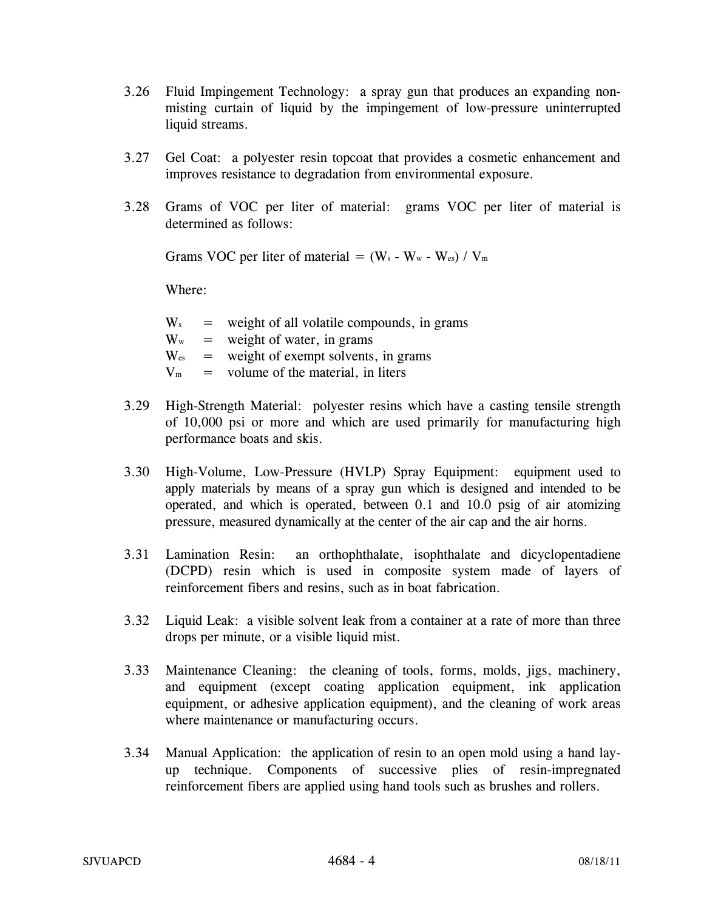3.26 Fluid Impingement Technology: a spray gun that produces an expanding non-misting curtain of liquid by the impingement of low-pressure uninterrupted liquid streams.

3.27 Gel Coat: a polyester resin topcoat that provides a cosmetic enhancement and improves resistance to degradation from environmental exposure.

3.28 Grams of VOC per liter of material: grams VOC per liter of material is determined as follows:

$$\text{Grams VOC per liter of material} = (W_s - W_w - W_{es}) / V_m$$

Where:

$W_s$ = weight of all volatile compounds, in grams
$W_w$ = weight of water, in grams
$W_{es}$ = weight of exempt solvents, in grams
$V_m$ = volume of the material, in liters

3.29 High-Strength Material: polyester resins which have a casting tensile strength of 10,000 psi or more and which are used primarily for manufacturing high performance boats and skis.

3.30 High-Volume, Low-Pressure (HVLP) Spray Equipment: equipment used to apply materials by means of a spray gun which is designed and intended to be operated, and which is operated, between 0.1 and 10.0 psig of air atomizing pressure, measured dynamically at the center of the air cap and the air horns.

3.31 Lamination Resin: an orthophthalate, isophthalate and dicyclopentadiene (DCPD) resin which is used in composite system made of layers of reinforcement fibers and resins, such as in boat fabrication.

3.32 Liquid Leak: a visible solvent leak from a container at a rate of more than three drops per minute, or a visible liquid mist.

3.33 Maintenance Cleaning: the cleaning of tools, forms, molds, jigs, machinery, and equipment (except coating application equipment, ink application equipment, or adhesive application equipment), and the cleaning of work areas where maintenance or manufacturing occurs.

3.34 Manual Application: the application of resin to an open mold using a hand lay-up technique. Components of successive plies of resin-impregnated reinforcement fibers are applied using hand tools such as brushes and rollers.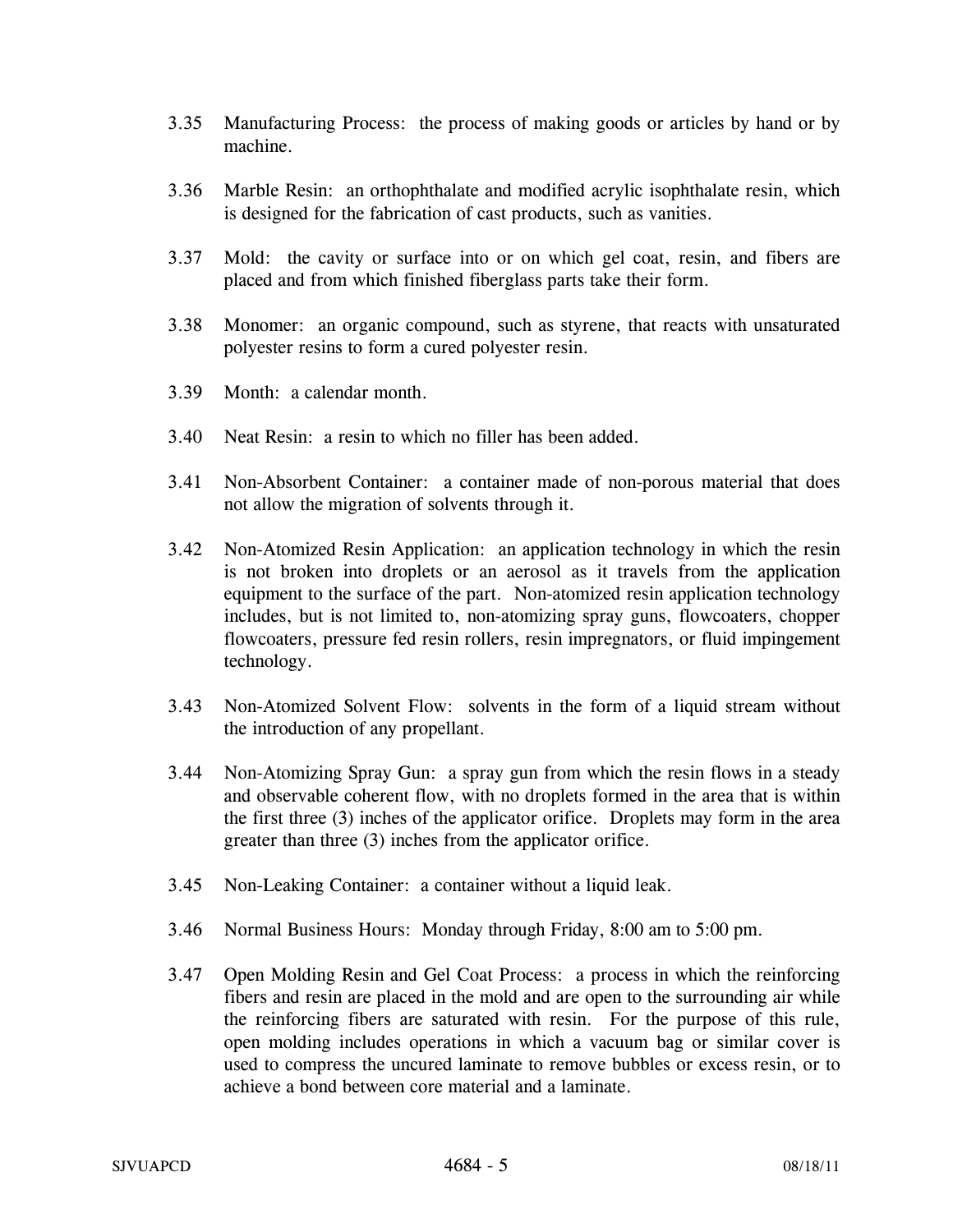3.35 Manufacturing Process: the process of making goods or articles by hand or by machine.

3.36 Marble Resin: an orthophthalate and modified acrylic isophthalate resin, which is designed for the fabrication of cast products, such as vanities.

3.37 Mold: the cavity or surface into or on which gel coat, resin, and fibers are placed and from which finished fiberglass parts take their form.

3.38 Monomer: an organic compound, such as styrene, that reacts with unsaturated polyester resins to form a cured polyester resin.

3.39 Month: a calendar month.

3.40 Neat Resin: a resin to which no filler has been added.

3.41 Non-Absorbent Container: a container made of non-porous material that does not allow the migration of solvents through it.

3.42 Non-Atomized Resin Application: an application technology in which the resin is not broken into droplets or an aerosol as it travels from the application equipment to the surface of the part. Non-atomized resin application technology includes, but is not limited to, non-atomizing spray guns, flowcoaters, chopper flowcoaters, pressure fed resin rollers, resin impregnators, or fluid impingement technology.

3.43 Non-Atomized Solvent Flow: solvents in the form of a liquid stream without the introduction of any propellant.

3.44 Non-Atomizing Spray Gun: a spray gun from which the resin flows in a steady and observable coherent flow, with no droplets formed in the area that is within the first three (3) inches of the applicator orifice. Droplets may form in the area greater than three (3) inches from the applicator orifice.

3.45 Non-Leaking Container: a container without a liquid leak.

3.46 Normal Business Hours: Monday through Friday, 8:00 am to 5:00 pm.

3.47 Open Molding Resin and Gel Coat Process: a process in which the reinforcing fibers and resin are placed in the mold and are open to the surrounding air while the reinforcing fibers are saturated with resin. For the purpose of this rule, open molding includes operations in which a vacuum bag or similar cover is used to compress the uncured laminate to remove bubbles or excess resin, or to achieve a bond between core material and a laminate.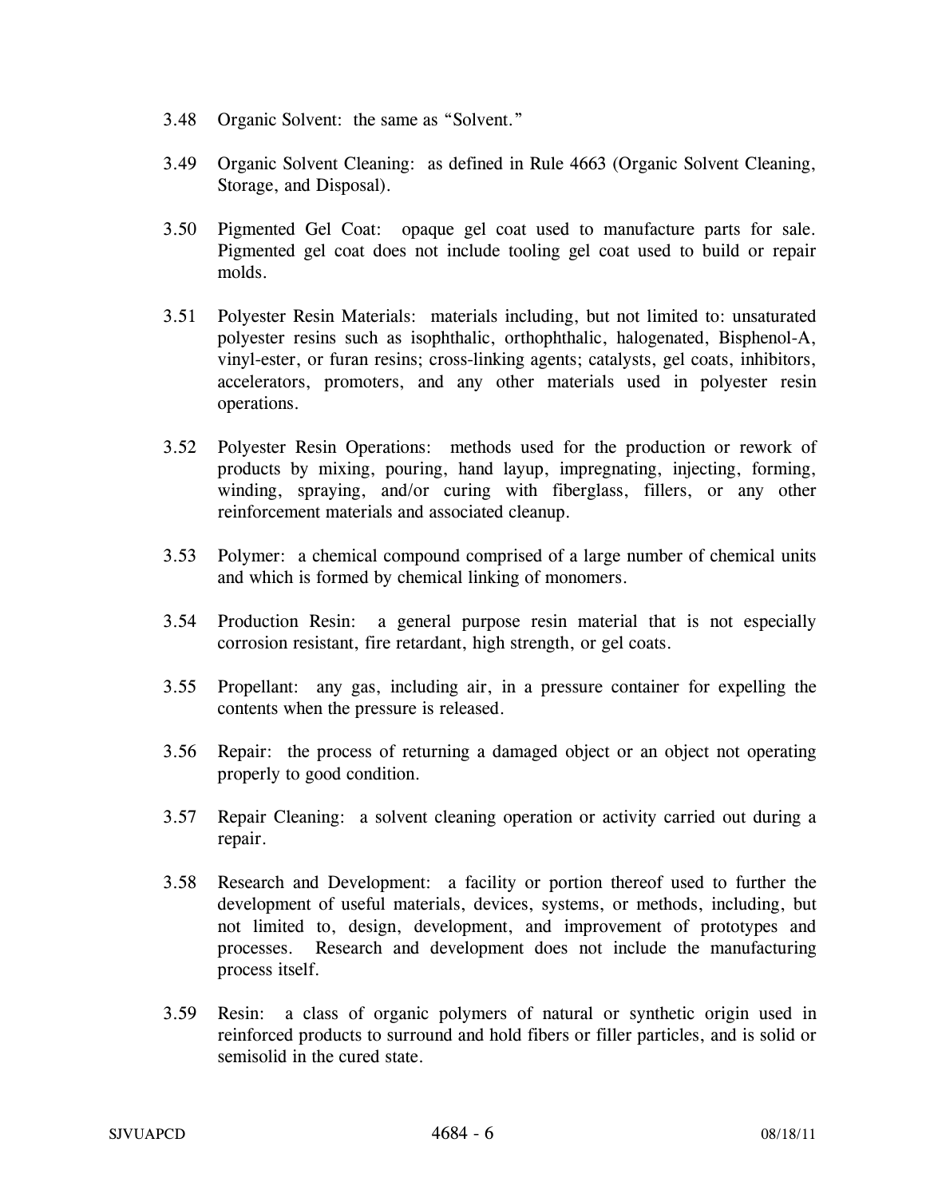3.48 Organic Solvent: the same as "Solvent."

3.49 Organic Solvent Cleaning: as defined in Rule 4663 (Organic Solvent Cleaning, Storage, and Disposal).

3.50 Pigmented Gel Coat: opaque gel coat used to manufacture parts for sale. Pigmented gel coat does not include tooling gel coat used to build or repair molds.

3.51 Polyester Resin Materials: materials including, but not limited to: unsaturated polyester resins such as isophthalic, orthophthalic, halogenated, Bisphenol-A, vinyl-ester, or furan resins; cross-linking agents; catalysts, gel coats, inhibitors, accelerators, promoters, and any other materials used in polyester resin operations.

3.52 Polyester Resin Operations: methods used for the production or rework of products by mixing, pouring, hand layup, impregnating, injecting, forming, winding, spraying, and/or curing with fiberglass, fillers, or any other reinforcement materials and associated cleanup.

3.53 Polymer: a chemical compound comprised of a large number of chemical units and which is formed by chemical linking of monomers.

3.54 Production Resin: a general purpose resin material that is not especially corrosion resistant, fire retardant, high strength, or gel coats.

3.55 Propellant: any gas, including air, in a pressure container for expelling the contents when the pressure is released.

3.56 Repair: the process of returning a damaged object or an object not operating properly to good condition.

3.57 Repair Cleaning: a solvent cleaning operation or activity carried out during a repair.

3.58 Research and Development: a facility or portion thereof used to further the development of useful materials, devices, systems, or methods, including, but not limited to, design, development, and improvement of prototypes and processes. Research and development does not include the manufacturing process itself.

3.59 Resin: a class of organic polymers of natural or synthetic origin used in reinforced products to surround and hold fibers or filler particles, and is solid or semisolid in the cured state.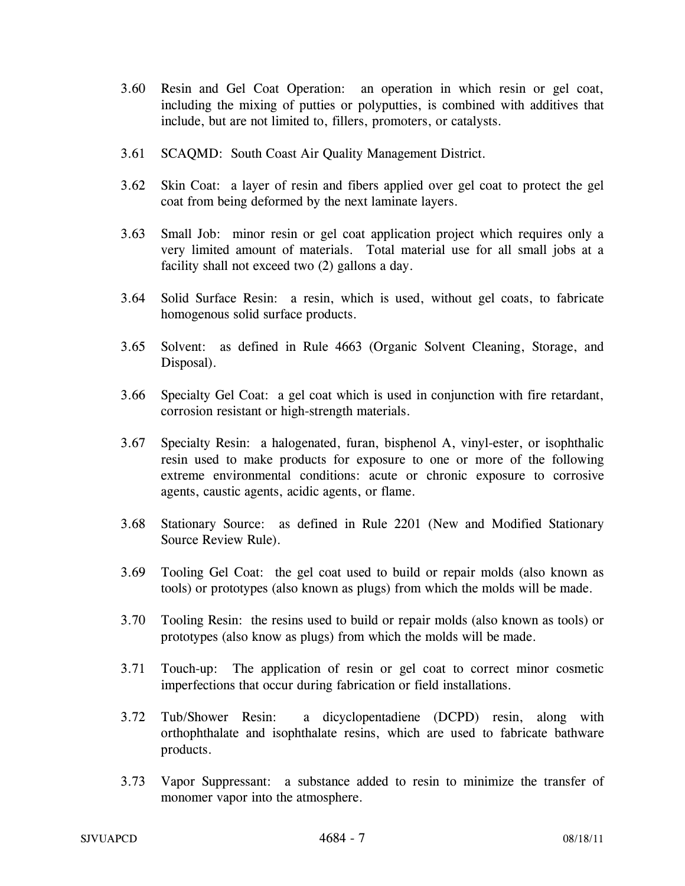3.60 Resin and Gel Coat Operation: an operation in which resin or gel coat, including the mixing of putties or polyputties, is combined with additives that include, but are not limited to, fillers, promoters, or catalysts.

3.61 SCAQMD: South Coast Air Quality Management District.

3.62 Skin Coat: a layer of resin and fibers applied over gel coat to protect the gel coat from being deformed by the next laminate layers.

3.63 Small Job: minor resin or gel coat application project which requires only a very limited amount of materials. Total material use for all small jobs at a facility shall not exceed two (2) gallons a day.

3.64 Solid Surface Resin: a resin, which is used, without gel coats, to fabricate homogenous solid surface products.

3.65 Solvent: as defined in Rule 4663 (Organic Solvent Cleaning, Storage, and Disposal).

3.66 Specialty Gel Coat: a gel coat which is used in conjunction with fire retardant, corrosion resistant or high-strength materials.

3.67 Specialty Resin: a halogenated, furan, bisphenol A, vinyl-ester, or isophthalic resin used to make products for exposure to one or more of the following extreme environmental conditions: acute or chronic exposure to corrosive agents, caustic agents, acidic agents, or flame.

3.68 Stationary Source: as defined in Rule 2201 (New and Modified Stationary Source Review Rule).

3.69 Tooling Gel Coat: the gel coat used to build or repair molds (also known as tools) or prototypes (also known as plugs) from which the molds will be made.

3.70 Tooling Resin: the resins used to build or repair molds (also known as tools) or prototypes (also know as plugs) from which the molds will be made.

3.71 Touch-up: The application of resin or gel coat to correct minor cosmetic imperfections that occur during fabrication or field installations.

3.72 Tub/Shower Resin: a dicyclopentadiene (DCPD) resin, along with orthophthalate and isophthalate resins, which are used to fabricate bathware products.

3.73 Vapor Suppressant: a substance added to resin to minimize the transfer of monomer vapor into the atmosphere.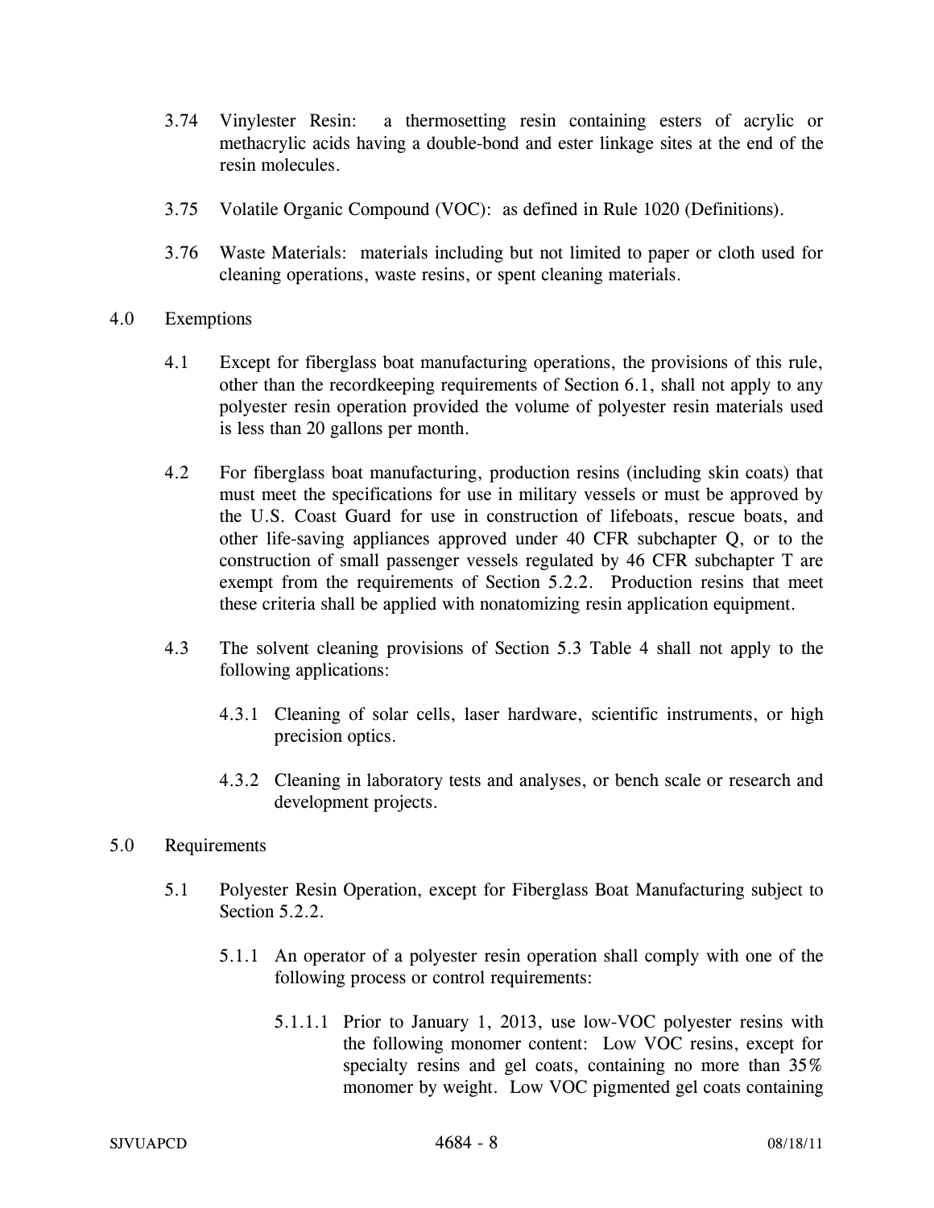3.74 Vinylester Resin: a thermosetting resin containing esters of acrylic or methacrylic acids having a double-bond and ester linkage sites at the end of the resin molecules.

3.75 Volatile Organic Compound (VOC): as defined in Rule 1020 (Definitions).

3.76 Waste Materials: materials including but not limited to paper or cloth used for cleaning operations, waste resins, or spent cleaning materials.

## 4.0 Exemptions

4.1 Except for fiberglass boat manufacturing operations, the provisions of this rule, other than the recordkeeping requirements of Section 6.1, shall not apply to any polyester resin operation provided the volume of polyester resin materials used is less than 20 gallons per month.

4.2 For fiberglass boat manufacturing, production resins (including skin coats) that must meet the specifications for use in military vessels or must be approved by the U.S. Coast Guard for use in construction of lifeboats, rescue boats, and other life-saving appliances approved under 40 CFR subchapter Q, or to the construction of small passenger vessels regulated by 46 CFR subchapter T are exempt from the requirements of Section 5.2.2. Production resins that meet these criteria shall be applied with nonatomizing resin application equipment.

4.3 The solvent cleaning provisions of Section 5.3 Table 4 shall not apply to the following applications:

4.3.1 Cleaning of solar cells, laser hardware, scientific instruments, or high precision optics.

4.3.2 Cleaning in laboratory tests and analyses, or bench scale or research and development projects.

## 5.0 Requirements

5.1 Polyester Resin Operation, except for Fiberglass Boat Manufacturing subject to Section 5.2.2.

5.1.1 An operator of a polyester resin operation shall comply with one of the following process or control requirements:

5.1.1.1 Prior to January 1, 2013, use low-VOC polyester resins with the following monomer content: Low VOC resins, except for specialty resins and gel coats, containing no more than 35% monomer by weight. Low VOC pigmented gel coats containing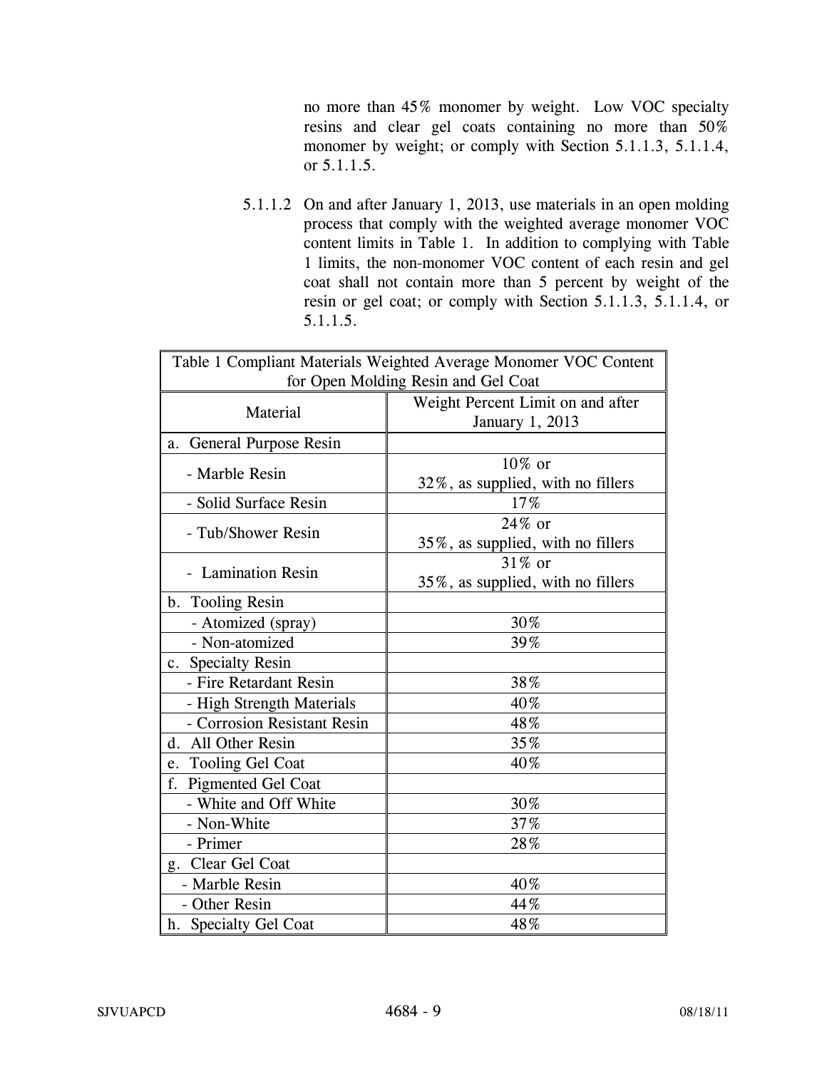no more than 45% monomer by weight. Low VOC specialty resins and clear gel coats containing no more than 50% monomer by weight; or comply with Section 5.1.1.3, 5.1.1.4, or 5.1.1.5.

5.1.1.2 On and after January 1, 2013, use materials in an open molding process that comply with the weighted average monomer VOC content limits in Table 1. In addition to complying with Table 1 limits, the non-monomer VOC content of each resin and gel coat shall not contain more than 5 percent by weight of the resin or gel coat; or comply with Section 5.1.1.3, 5.1.1.4, or 5.1.1.5.

| Table 1 Compliant Materials Weighted Average Monomer VOC Content for Open Molding Resin and Gel Coat | |
|---|---|
| Material | Weight Percent Limit on and after January 1, 2013 |
| a. General Purpose Resin | |
| - Marble Resin | 10% or 32%, as supplied, with no fillers |
| - Solid Surface Resin | 17% |
| - Tub/Shower Resin | 24% or 35%, as supplied, with no fillers |
| - Lamination Resin | 31% or 35%, as supplied, with no fillers |
| b. Tooling Resin | |
| - Atomized (spray) | 30% |
| - Non-atomized | 39% |
| c. Specialty Resin | |
| - Fire Retardant Resin | 38% |
| - High Strength Materials | 40% |
| - Corrosion Resistant Resin | 48% |
| d. All Other Resin | 35% |
| e. Tooling Gel Coat | 40% |
| f. Pigmented Gel Coat | |
| - White and Off White | 30% |
| - Non-White | 37% |
| - Primer | 28% |
| g. Clear Gel Coat | |
| - Marble Resin | 40% |
| - Other Resin | 44% |
| h. Specialty Gel Coat | 48% |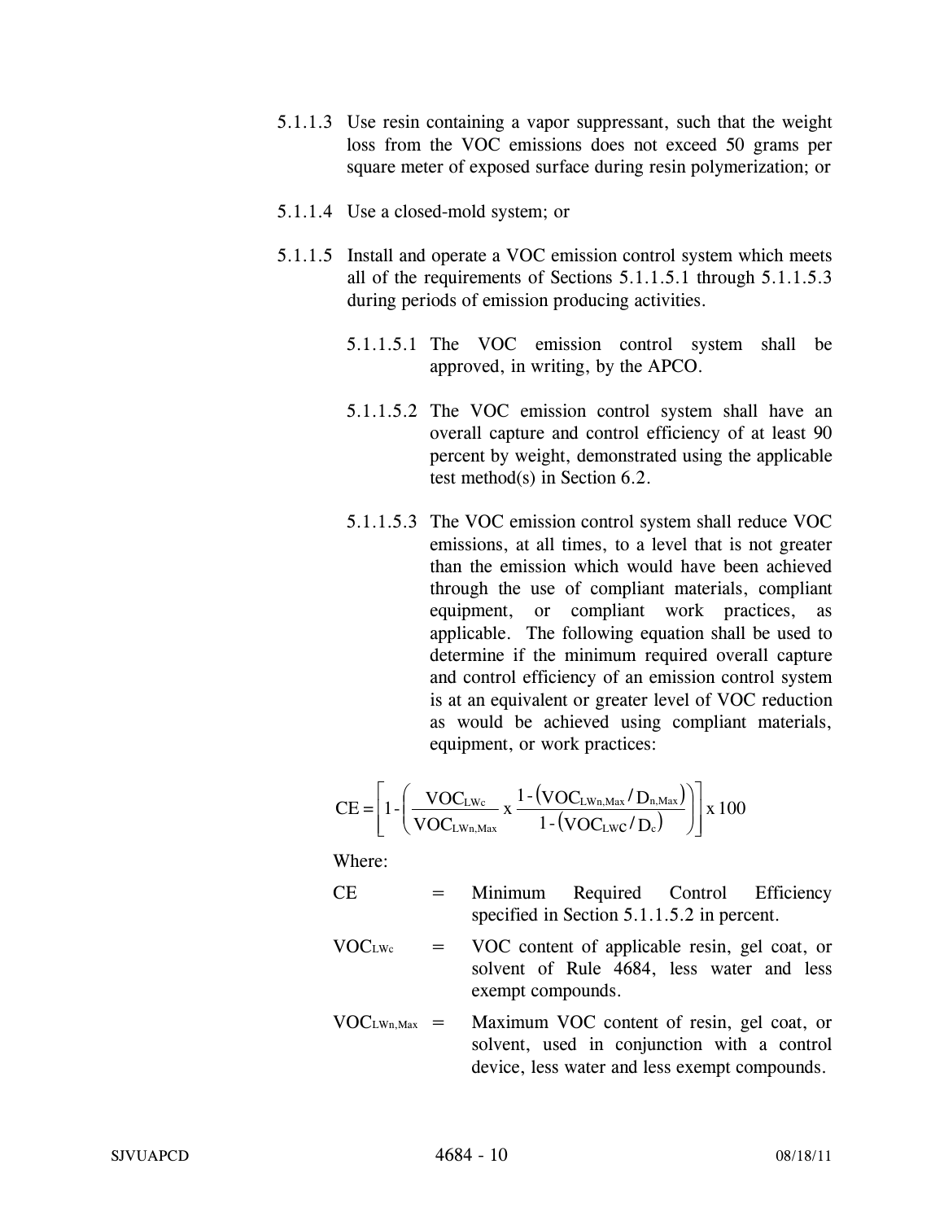5.1.1.3 Use resin containing a vapor suppressant, such that the weight loss from the VOC emissions does not exceed 50 grams per square meter of exposed surface during resin polymerization; or

5.1.1.4 Use a closed-mold system; or

5.1.1.5 Install and operate a VOC emission control system which meets all of the requirements of Sections 5.1.1.5.1 through 5.1.1.5.3 during periods of emission producing activities.

5.1.1.5.1 The VOC emission control system shall be approved, in writing, by the APCO.

5.1.1.5.2 The VOC emission control system shall have an overall capture and control efficiency of at least 90 percent by weight, demonstrated using the applicable test method(s) in Section 6.2.

5.1.1.5.3 The VOC emission control system shall reduce VOC emissions, at all times, to a level that is not greater than the emission which would have been achieved through the use of compliant materials, compliant equipment, or compliant work practices, as applicable. The following equation shall be used to determine if the minimum required overall capture and control efficiency of an emission control system is at an equivalent or greater level of VOC reduction as would be achieved using compliant materials, equipment, or work practices:

$$CE = \left[1 - \left(\frac{VOC_{LWc}}{VOC_{LWn,Max}} \times \frac{1 - \left(VOC_{LWn,Max} / D_{n,Max}\right)}{1 - \left(VOC_{LWC} / D_{c}\right)}\right)\right] \times 100$$

Where:

| | | |
|---|---|---|
| CE | = | Minimum Required Control Efficiency specified in Section 5.1.1.5.2 in percent. |
| $VOC_{LWc}$ | = | VOC content of applicable resin, gel coat, or solvent of Rule 4684, less water and less exempt compounds. |
| $VOC_{LWn,Max}$ | = | Maximum VOC content of resin, gel coat, or solvent, used in conjunction with a control device, less water and less exempt compounds. |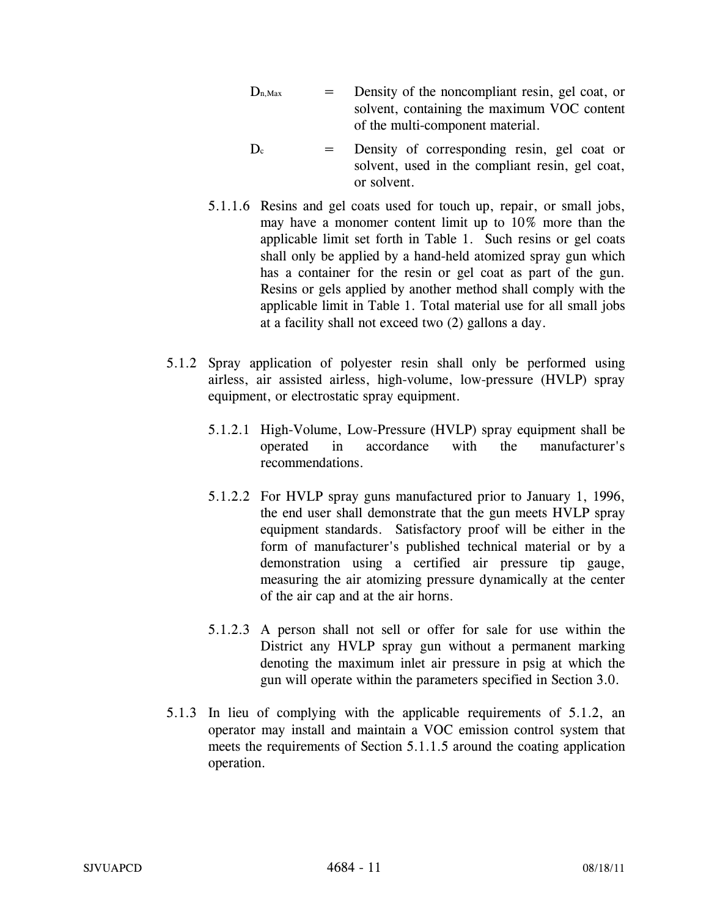$D_{n,Max}$ = Density of the noncompliant resin, gel coat, or solvent, containing the maximum VOC content of the multi-component material.

$D_c$ = Density of corresponding resin, gel coat or solvent, used in the compliant resin, gel coat, or solvent.

5.1.1.6 Resins and gel coats used for touch up, repair, or small jobs, may have a monomer content limit up to 10% more than the applicable limit set forth in Table 1. Such resins or gel coats shall only be applied by a hand-held atomized spray gun which has a container for the resin or gel coat as part of the gun. Resins or gels applied by another method shall comply with the applicable limit in Table 1. Total material use for all small jobs at a facility shall not exceed two (2) gallons a day.

5.1.2 Spray application of polyester resin shall only be performed using airless, air assisted airless, high-volume, low-pressure (HVLP) spray equipment, or electrostatic spray equipment.

5.1.2.1 High-Volume, Low-Pressure (HVLP) spray equipment shall be operated in accordance with the manufacturer's recommendations.

5.1.2.2 For HVLP spray guns manufactured prior to January 1, 1996, the end user shall demonstrate that the gun meets HVLP spray equipment standards. Satisfactory proof will be either in the form of manufacturer's published technical material or by a demonstration using a certified air pressure tip gauge, measuring the air atomizing pressure dynamically at the center of the air cap and at the air horns.

5.1.2.3 A person shall not sell or offer for sale for use within the District any HVLP spray gun without a permanent marking denoting the maximum inlet air pressure in psig at which the gun will operate within the parameters specified in Section 3.0.

5.1.3 In lieu of complying with the applicable requirements of 5.1.2, an operator may install and maintain a VOC emission control system that meets the requirements of Section 5.1.1.5 around the coating application operation.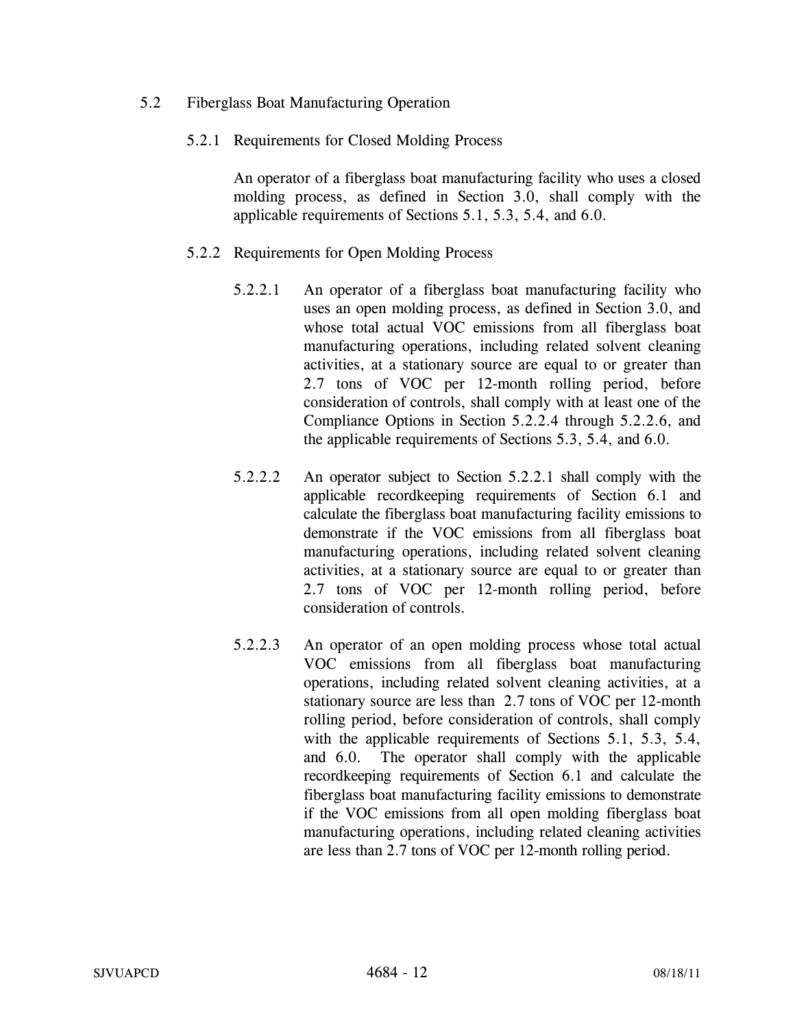## 5.2 Fiberglass Boat Manufacturing Operation

### 5.2.1 Requirements for Closed Molding Process

An operator of a fiberglass boat manufacturing facility who uses a closed molding process, as defined in Section 3.0, shall comply with the applicable requirements of Sections 5.1, 5.3, 5.4, and 6.0.

### 5.2.2 Requirements for Open Molding Process

5.2.2.1 An operator of a fiberglass boat manufacturing facility who uses an open molding process, as defined in Section 3.0, and whose total actual VOC emissions from all fiberglass boat manufacturing operations, including related solvent cleaning activities, at a stationary source are equal to or greater than 2.7 tons of VOC per 12-month rolling period, before consideration of controls, shall comply with at least one of the Compliance Options in Section 5.2.2.4 through 5.2.2.6, and the applicable requirements of Sections 5.3, 5.4, and 6.0.

5.2.2.2 An operator subject to Section 5.2.2.1 shall comply with the applicable recordkeeping requirements of Section 6.1 and calculate the fiberglass boat manufacturing facility emissions to demonstrate if the VOC emissions from all fiberglass boat manufacturing operations, including related solvent cleaning activities, at a stationary source are equal to or greater than 2.7 tons of VOC per 12-month rolling period, before consideration of controls.

5.2.2.3 An operator of an open molding process whose total actual VOC emissions from all fiberglass boat manufacturing operations, including related solvent cleaning activities, at a stationary source are less than 2.7 tons of VOC per 12-month rolling period, before consideration of controls, shall comply with the applicable requirements of Sections 5.1, 5.3, 5.4, and 6.0. The operator shall comply with the applicable recordkeeping requirements of Section 6.1 and calculate the fiberglass boat manufacturing facility emissions to demonstrate if the VOC emissions from all open molding fiberglass boat manufacturing operations, including related cleaning activities are less than 2.7 tons of VOC per 12-month rolling period.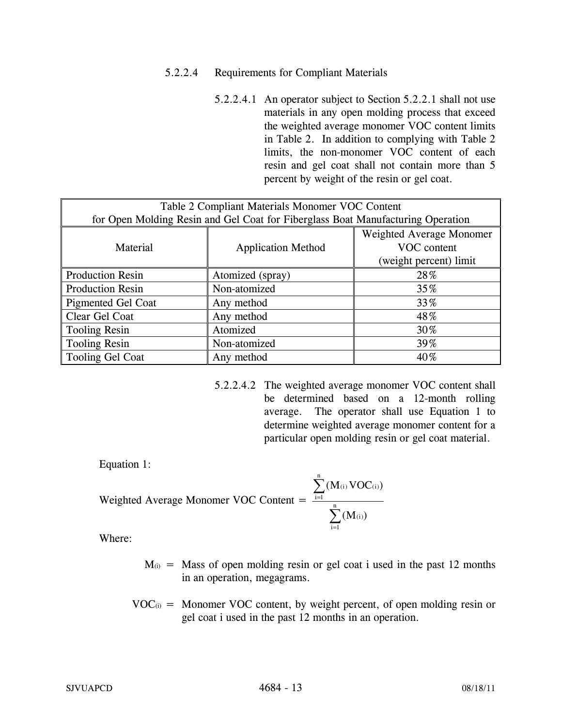5.2.2.4 Requirements for Compliant Materials

5.2.2.4.1 An operator subject to Section 5.2.2.1 shall not use materials in any open molding process that exceed the weighted average monomer VOC content limits in Table 2. In addition to complying with Table 2 limits, the non-monomer VOC content of each resin and gel coat shall not contain more than 5 percent by weight of the resin or gel coat.

Table 2 Compliant Materials Monomer VOC Content for Open Molding Resin and Gel Coat for Fiberglass Boat Manufacturing Operation

| Material | Application Method | Weighted Average Monomer VOC content (weight percent) limit |
|---|---|---|
| Production Resin | Atomized (spray) | 28% |
| Production Resin | Non-atomized | 35% |
| Pigmented Gel Coat | Any method | 33% |
| Clear Gel Coat | Any method | 48% |
| Tooling Resin | Atomized | 30% |
| Tooling Resin | Non-atomized | 39% |
| Tooling Gel Coat | Any method | 40% |

5.2.2.4.2 The weighted average monomer VOC content shall be determined based on a 12-month rolling average. The operator shall use Equation 1 to determine weighted average monomer content for a particular open molding resin or gel coat material.

Equation 1:

$$\text{Weighted Average Monomer VOC Content} = \frac{\sum_{i=1}^{n} (M_{(i)}\, VOC_{(i)})}{\sum_{i=1}^{n} (M_{(i)})}$$

Where:

$M_{(i)}$ = Mass of open molding resin or gel coat i used in the past 12 months in an operation, megagrams.

$VOC_{(i)}$ = Monomer VOC content, by weight percent, of open molding resin or gel coat i used in the past 12 months in an operation.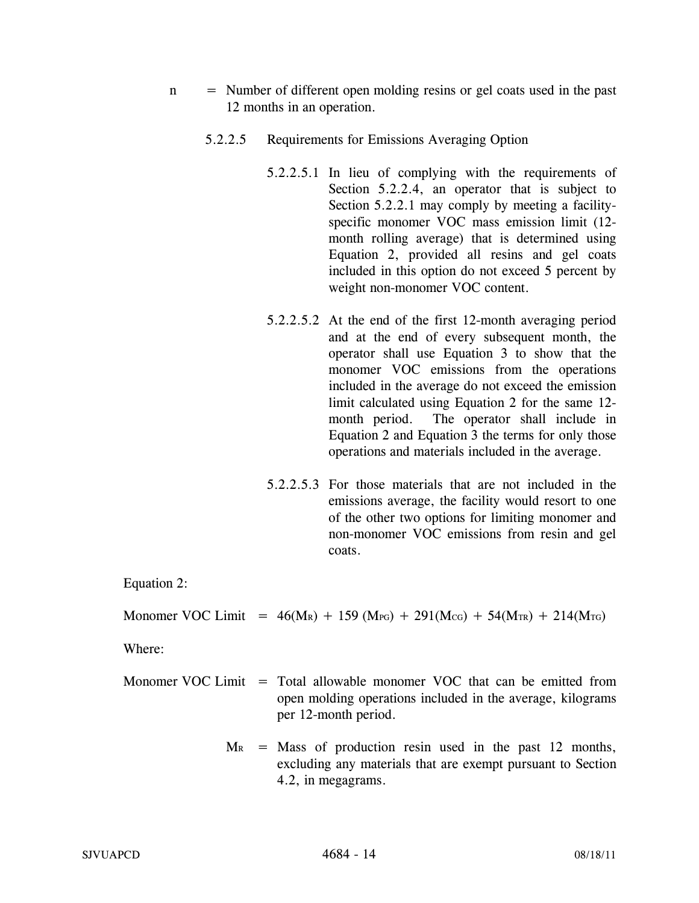n = Number of different open molding resins or gel coats used in the past 12 months in an operation.

5.2.2.5 Requirements for Emissions Averaging Option

5.2.2.5.1 In lieu of complying with the requirements of Section 5.2.2.4, an operator that is subject to Section 5.2.2.1 may comply by meeting a facility-specific monomer VOC mass emission limit (12-month rolling average) that is determined using Equation 2, provided all resins and gel coats included in this option do not exceed 5 percent by weight non-monomer VOC content.

5.2.2.5.2 At the end of the first 12-month averaging period and at the end of every subsequent month, the operator shall use Equation 3 to show that the monomer VOC emissions from the operations included in the average do not exceed the emission limit calculated using Equation 2 for the same 12-month period. The operator shall include in Equation 2 and Equation 3 the terms for only those operations and materials included in the average.

5.2.2.5.3 For those materials that are not included in the emissions average, the facility would resort to one of the other two options for limiting monomer and non-monomer VOC emissions from resin and gel coats.

Equation 2:

$$\text{Monomer VOC Limit} = 46(M_R) + 159(M_{PG}) + 291(M_{CG}) + 54(M_{TR}) + 214(M_{TG})$$

Where:

Monomer VOC Limit = Total allowable monomer VOC that can be emitted from open molding operations included in the average, kilograms per 12-month period.

$M_R$ = Mass of production resin used in the past 12 months, excluding any materials that are exempt pursuant to Section 4.2, in megagrams.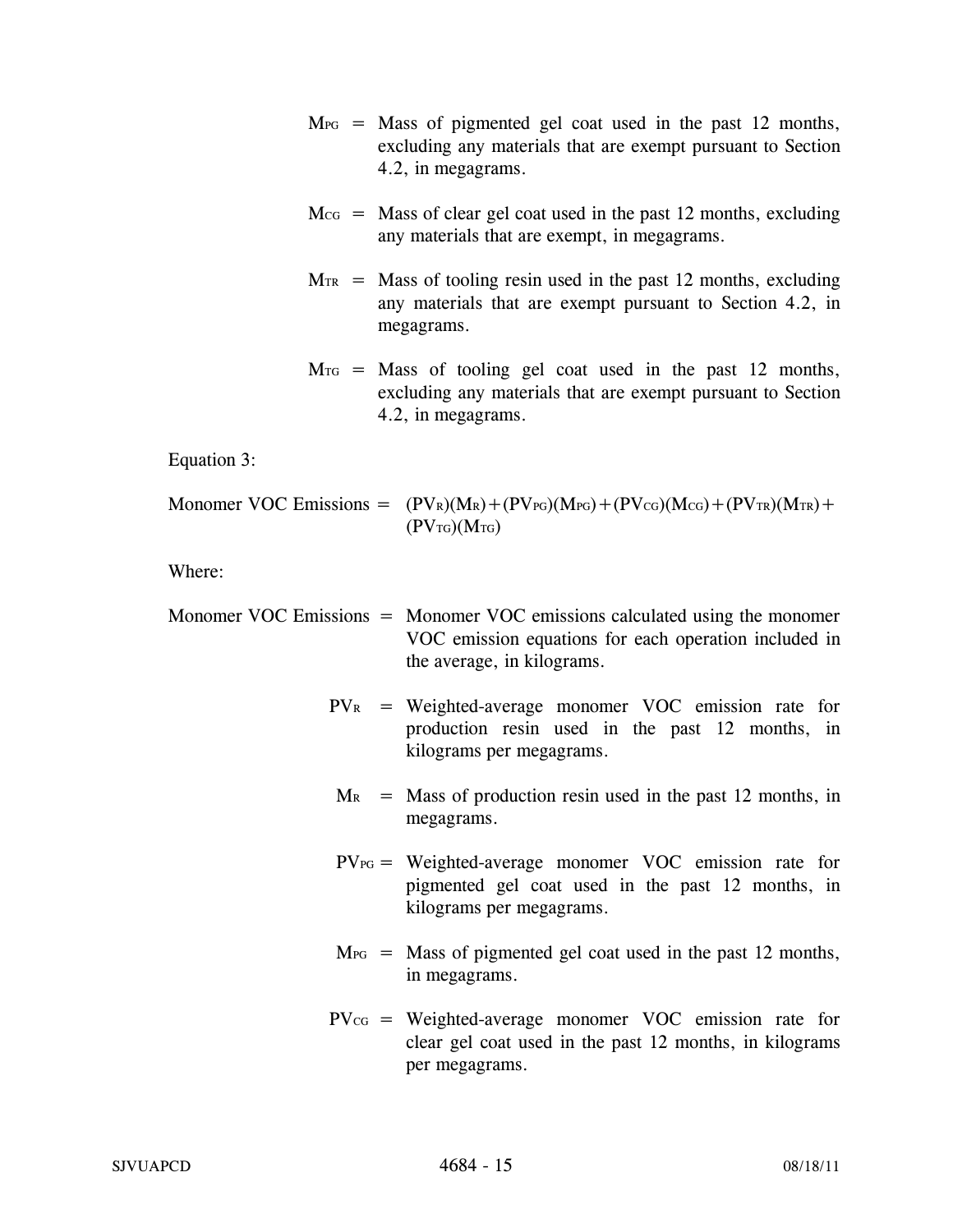$M_{PG}$ = Mass of pigmented gel coat used in the past 12 months, excluding any materials that are exempt pursuant to Section 4.2, in megagrams.

$M_{CG}$ = Mass of clear gel coat used in the past 12 months, excluding any materials that are exempt, in megagrams.

$M_{TR}$ = Mass of tooling resin used in the past 12 months, excluding any materials that are exempt pursuant to Section 4.2, in megagrams.

$M_{TG}$ = Mass of tooling gel coat used in the past 12 months, excluding any materials that are exempt pursuant to Section 4.2, in megagrams.

Equation 3:

$$\text{Monomer VOC Emissions} = (PV_R)(M_R) + (PV_{PG})(M_{PG}) + (PV_{CG})(M_{CG}) + (PV_{TR})(M_{TR}) + (PV_{TG})(M_{TG})$$

Where:

Monomer VOC Emissions = Monomer VOC emissions calculated using the monomer VOC emission equations for each operation included in the average, in kilograms.

$PV_R$ = Weighted-average monomer VOC emission rate for production resin used in the past 12 months, in kilograms per megagrams.

$M_R$ = Mass of production resin used in the past 12 months, in megagrams.

$PV_{PG}$ = Weighted-average monomer VOC emission rate for pigmented gel coat used in the past 12 months, in kilograms per megagrams.

$M_{PG}$ = Mass of pigmented gel coat used in the past 12 months, in megagrams.

$PV_{CG}$ = Weighted-average monomer VOC emission rate for clear gel coat used in the past 12 months, in kilograms per megagrams.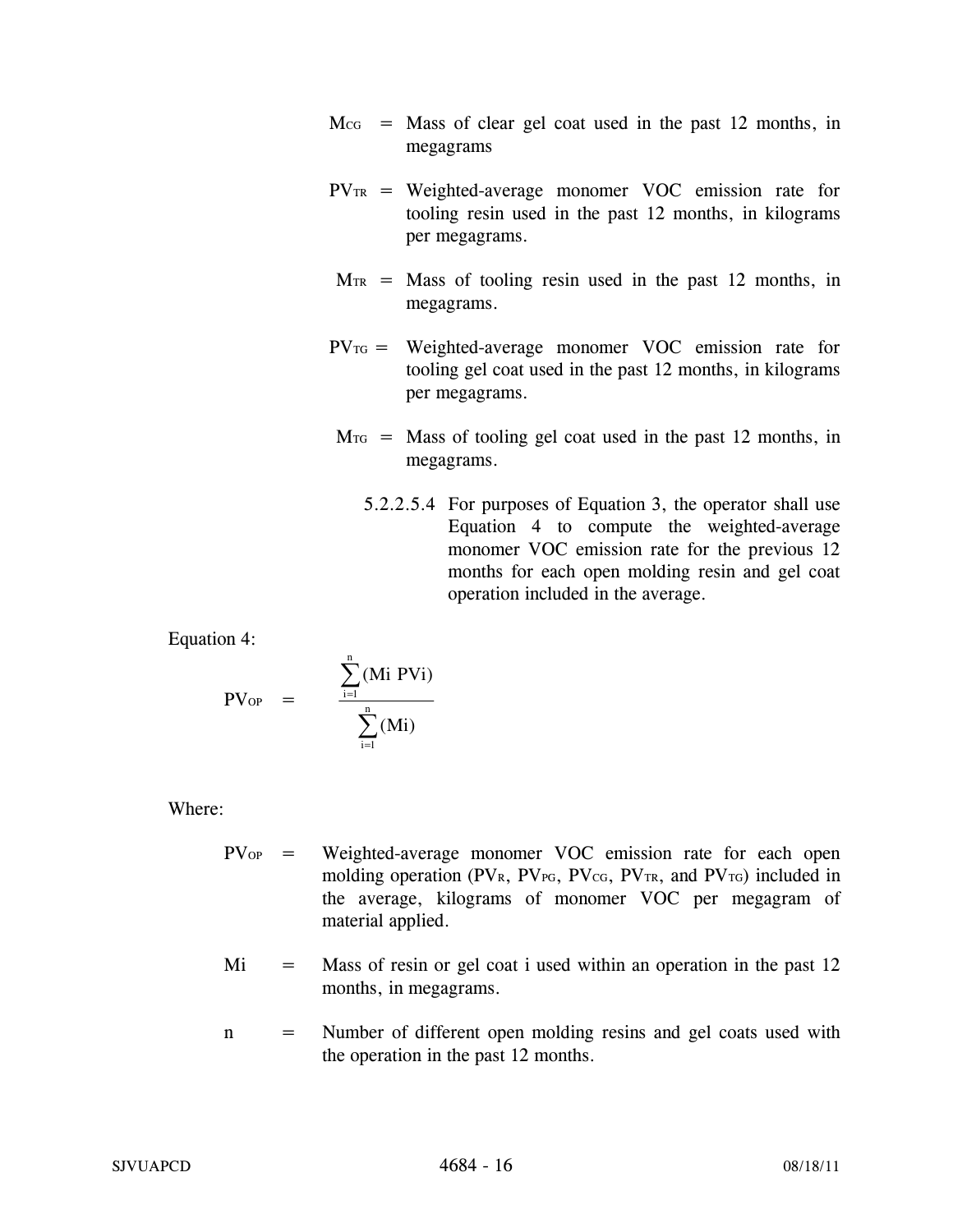$M_{CG}$ = Mass of clear gel coat used in the past 12 months, in megagrams

$PV_{TR}$ = Weighted-average monomer VOC emission rate for tooling resin used in the past 12 months, in kilograms per megagrams.

$M_{TR}$ = Mass of tooling resin used in the past 12 months, in megagrams.

$PV_{TG}$ = Weighted-average monomer VOC emission rate for tooling gel coat used in the past 12 months, in kilograms per megagrams.

$M_{TG}$ = Mass of tooling gel coat used in the past 12 months, in megagrams.

5.2.2.5.4 For purposes of Equation 3, the operator shall use Equation 4 to compute the weighted-average monomer VOC emission rate for the previous 12 months for each open molding resin and gel coat operation included in the average.

Equation 4:

$$PV_{OP} = \frac{\sum_{i=1}^{n}(M_i \ PV_i)}{\sum_{i=1}^{n}(M_i)}$$

Where:

$PV_{OP}$ = Weighted-average monomer VOC emission rate for each open molding operation ($PV_R$, $PV_{PG}$, $PV_{CG}$, $PV_{TR}$, and $PV_{TG}$) included in the average, kilograms of monomer VOC per megagram of material applied.

$M_i$ = Mass of resin or gel coat i used within an operation in the past 12 months, in megagrams.

n = Number of different open molding resins and gel coats used with the operation in the past 12 months.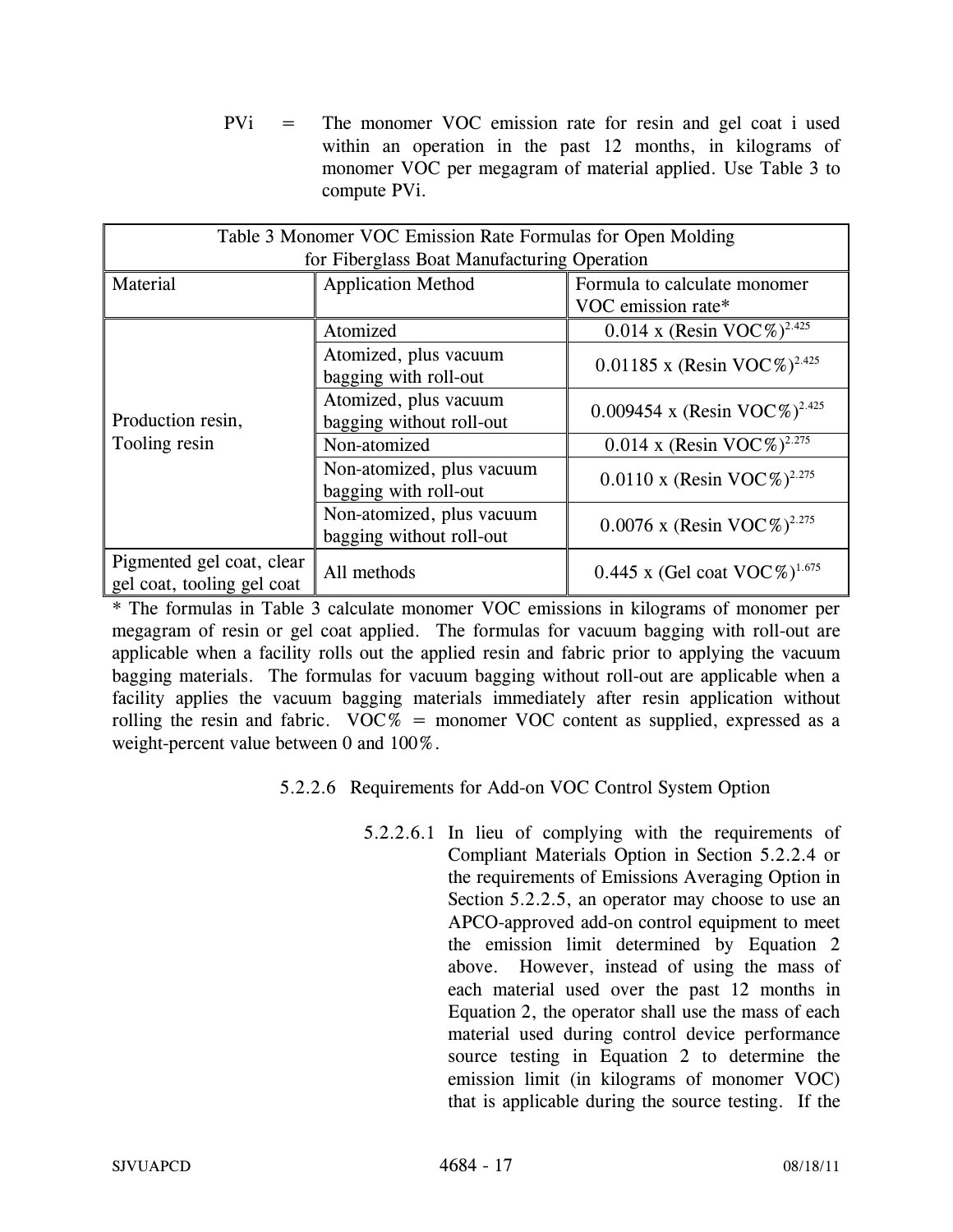PVi = The monomer VOC emission rate for resin and gel coat i used within an operation in the past 12 months, in kilograms of monomer VOC per megagram of material applied. Use Table 3 to compute PVi.

| Table 3 Monomer VOC Emission Rate Formulas for Open Molding for Fiberglass Boat Manufacturing Operation | | |
|---|---|---|
| Material | Application Method | Formula to calculate monomer VOC emission rate* |
| Production resin, Tooling resin | Atomized | $0.014 \times (\text{Resin VOC\%})^{2.425}$ |
| | Atomized, plus vacuum bagging with roll-out | $0.01185 \times (\text{Resin VOC\%})^{2.425}$ |
| | Atomized, plus vacuum bagging without roll-out | $0.009454 \times (\text{Resin VOC\%})^{2.425}$ |
| | Non-atomized | $0.014 \times (\text{Resin VOC\%})^{2.275}$ |
| | Non-atomized, plus vacuum bagging with roll-out | $0.0110 \times (\text{Resin VOC\%})^{2.275}$ |
| | Non-atomized, plus vacuum bagging without roll-out | $0.0076 \times (\text{Resin VOC\%})^{2.275}$ |
| Pigmented gel coat, clear gel coat, tooling gel coat | All methods | $0.445 \times (\text{Gel coat VOC\%})^{1.675}$ |

* The formulas in Table 3 calculate monomer VOC emissions in kilograms of monomer per megagram of resin or gel coat applied. The formulas for vacuum bagging with roll-out are applicable when a facility rolls out the applied resin and fabric prior to applying the vacuum bagging materials. The formulas for vacuum bagging without roll-out are applicable when a facility applies the vacuum bagging materials immediately after resin application without rolling the resin and fabric. VOC% = monomer VOC content as supplied, expressed as a weight-percent value between 0 and 100%.

5.2.2.6 Requirements for Add-on VOC Control System Option

5.2.2.6.1 In lieu of complying with the requirements of Compliant Materials Option in Section 5.2.2.4 or the requirements of Emissions Averaging Option in Section 5.2.2.5, an operator may choose to use an APCO-approved add-on control equipment to meet the emission limit determined by Equation 2 above. However, instead of using the mass of each material used over the past 12 months in Equation 2, the operator shall use the mass of each material used during control device performance source testing in Equation 2 to determine the emission limit (in kilograms of monomer VOC) that is applicable during the source testing. If the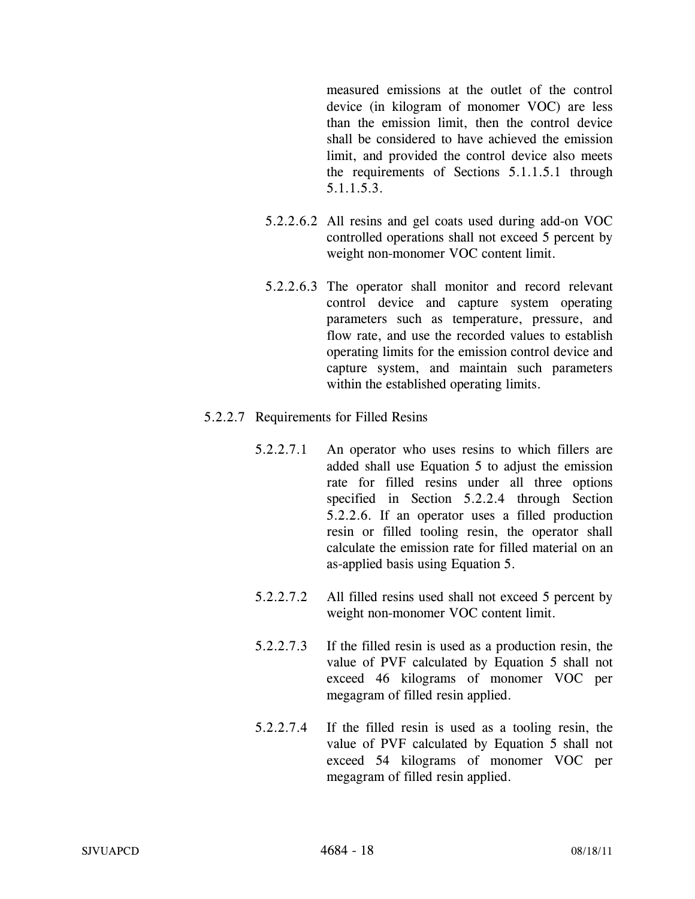measured emissions at the outlet of the control device (in kilogram of monomer VOC) are less than the emission limit, then the control device shall be considered to have achieved the emission limit, and provided the control device also meets the requirements of Sections 5.1.1.5.1 through 5.1.1.5.3.

5.2.2.6.2 All resins and gel coats used during add-on VOC controlled operations shall not exceed 5 percent by weight non-monomer VOC content limit.

5.2.2.6.3 The operator shall monitor and record relevant control device and capture system operating parameters such as temperature, pressure, and flow rate, and use the recorded values to establish operating limits for the emission control device and capture system, and maintain such parameters within the established operating limits.

5.2.2.7 Requirements for Filled Resins

5.2.2.7.1 An operator who uses resins to which fillers are added shall use Equation 5 to adjust the emission rate for filled resins under all three options specified in Section 5.2.2.4 through Section 5.2.2.6. If an operator uses a filled production resin or filled tooling resin, the operator shall calculate the emission rate for filled material on an as-applied basis using Equation 5.

5.2.2.7.2 All filled resins used shall not exceed 5 percent by weight non-monomer VOC content limit.

5.2.2.7.3 If the filled resin is used as a production resin, the value of PVF calculated by Equation 5 shall not exceed 46 kilograms of monomer VOC per megagram of filled resin applied.

5.2.2.7.4 If the filled resin is used as a tooling resin, the value of PVF calculated by Equation 5 shall not exceed 54 kilograms of monomer VOC per megagram of filled resin applied.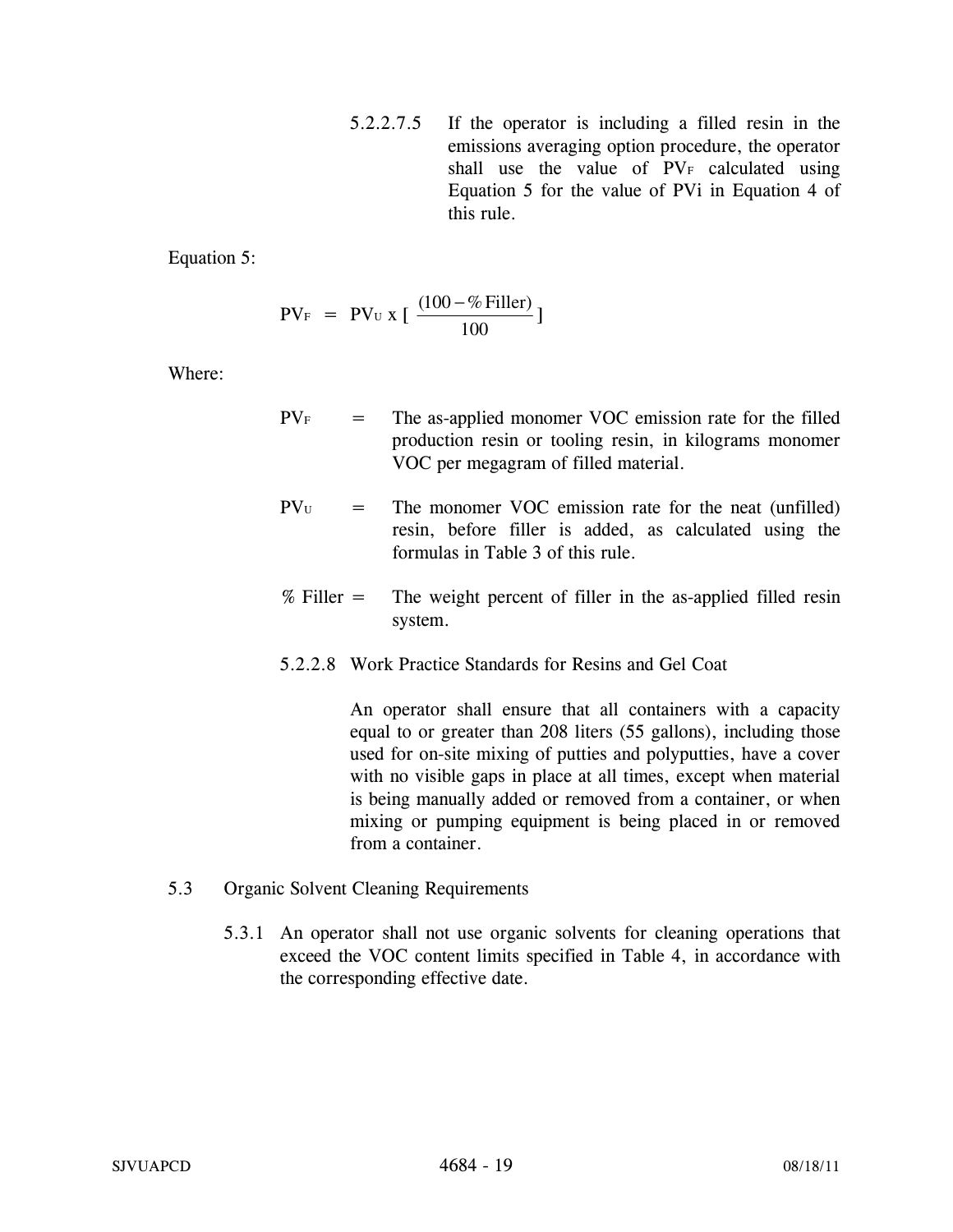5.2.2.7.5 If the operator is including a filled resin in the emissions averaging option procedure, the operator shall use the value of $PV_F$ calculated using Equation 5 for the value of $PV_i$ in Equation 4 of this rule.

Equation 5:

$$PV_F = PV_U \times \left[ \frac{(100 - \%\,\text{Filler})}{100} \right]$$

Where:

$PV_F$ = The as-applied monomer VOC emission rate for the filled production resin or tooling resin, in kilograms monomer VOC per megagram of filled material.

$PV_U$ = The monomer VOC emission rate for the neat (unfilled) resin, before filler is added, as calculated using the formulas in Table 3 of this rule.

% Filler = The weight percent of filler in the as-applied filled resin system.

5.2.2.8 Work Practice Standards for Resins and Gel Coat

An operator shall ensure that all containers with a capacity equal to or greater than 208 liters (55 gallons), including those used for on-site mixing of putties and polyputties, have a cover with no visible gaps in place at all times, except when material is being manually added or removed from a container, or when mixing or pumping equipment is being placed in or removed from a container.

5.3 Organic Solvent Cleaning Requirements

5.3.1 An operator shall not use organic solvents for cleaning operations that exceed the VOC content limits specified in Table 4, in accordance with the corresponding effective date.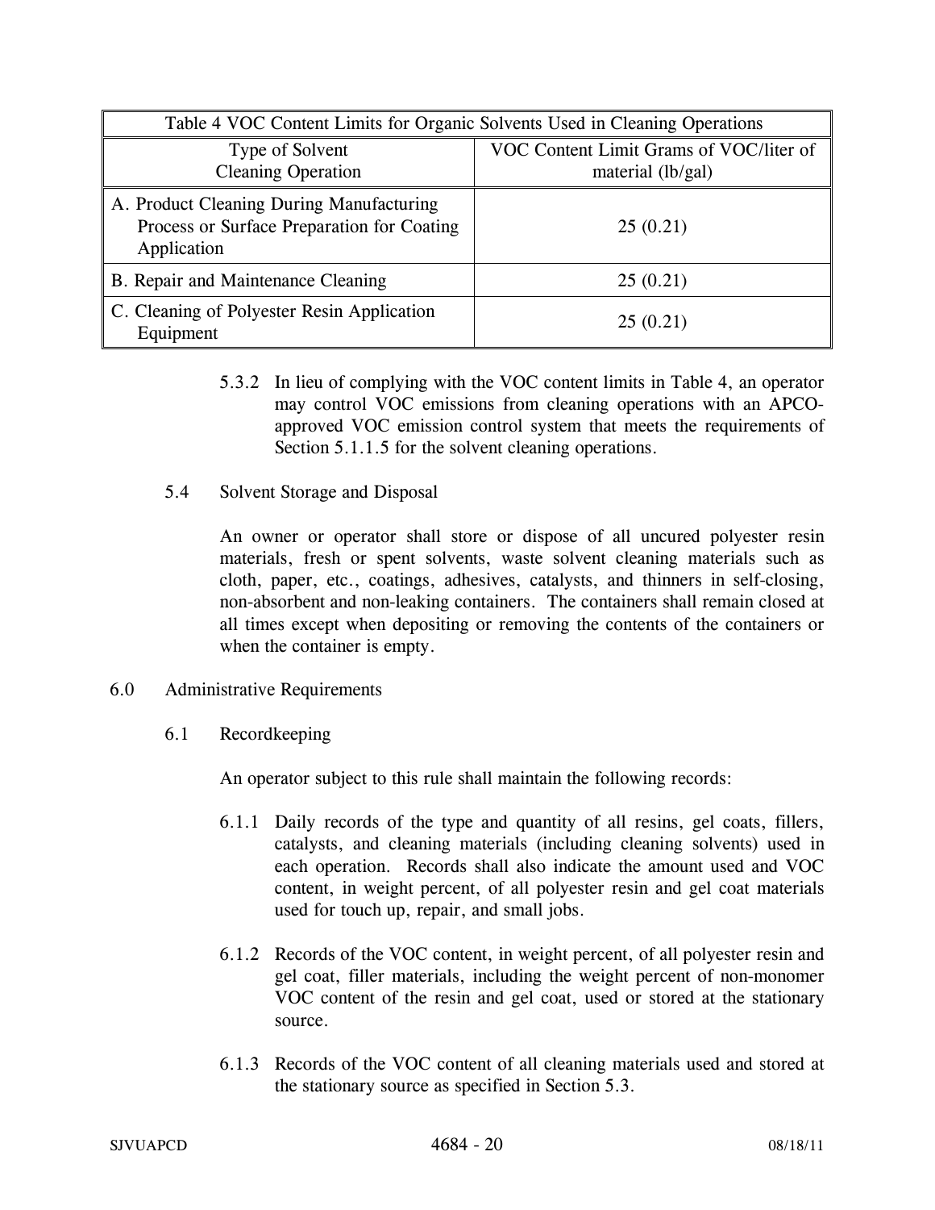| Table 4 VOC Content Limits for Organic Solvents Used in Cleaning Operations | |
|---|---|
| Type of Solvent Cleaning Operation | VOC Content Limit Grams of VOC/liter of material (lb/gal) |
| A. Product Cleaning During Manufacturing Process or Surface Preparation for Coating Application | 25 (0.21) |
| B. Repair and Maintenance Cleaning | 25 (0.21) |
| C. Cleaning of Polyester Resin Application Equipment | 25 (0.21) |

5.3.2 In lieu of complying with the VOC content limits in Table 4, an operator may control VOC emissions from cleaning operations with an APCO-approved VOC emission control system that meets the requirements of Section 5.1.1.5 for the solvent cleaning operations.

5.4 Solvent Storage and Disposal

An owner or operator shall store or dispose of all uncured polyester resin materials, fresh or spent solvents, waste solvent cleaning materials such as cloth, paper, etc., coatings, adhesives, catalysts, and thinners in self-closing, non-absorbent and non-leaking containers. The containers shall remain closed at all times except when depositing or removing the contents of the containers or when the container is empty.

## 6.0 Administrative Requirements

### 6.1 Recordkeeping

An operator subject to this rule shall maintain the following records:

6.1.1 Daily records of the type and quantity of all resins, gel coats, fillers, catalysts, and cleaning materials (including cleaning solvents) used in each operation. Records shall also indicate the amount used and VOC content, in weight percent, of all polyester resin and gel coat materials used for touch up, repair, and small jobs.

6.1.2 Records of the VOC content, in weight percent, of all polyester resin and gel coat, filler materials, including the weight percent of non-monomer VOC content of the resin and gel coat, used or stored at the stationary source.

6.1.3 Records of the VOC content of all cleaning materials used and stored at the stationary source as specified in Section 5.3.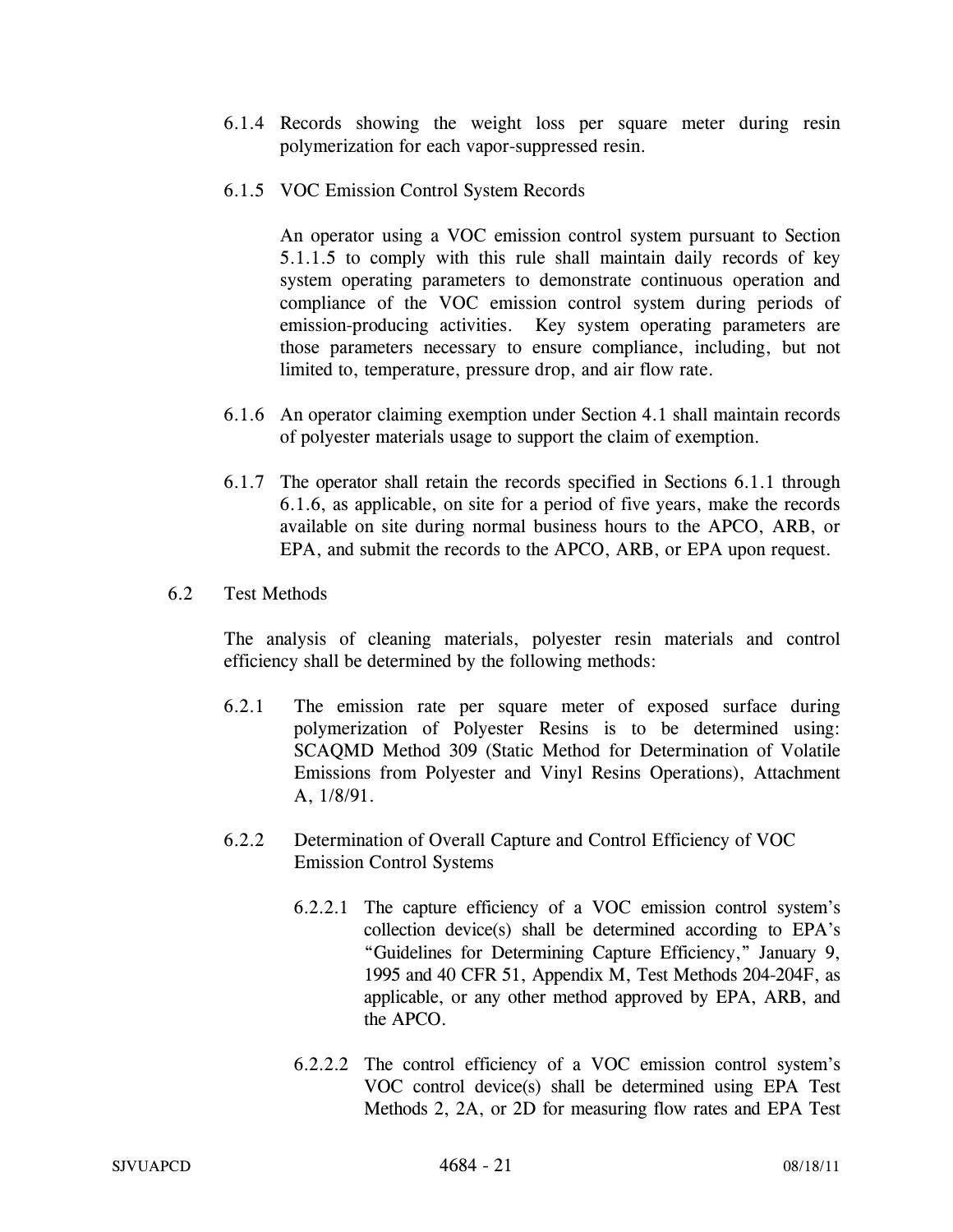6.1.4 Records showing the weight loss per square meter during resin polymerization for each vapor-suppressed resin.

6.1.5 VOC Emission Control System Records

An operator using a VOC emission control system pursuant to Section 5.1.1.5 to comply with this rule shall maintain daily records of key system operating parameters to demonstrate continuous operation and compliance of the VOC emission control system during periods of emission-producing activities. Key system operating parameters are those parameters necessary to ensure compliance, including, but not limited to, temperature, pressure drop, and air flow rate.

6.1.6 An operator claiming exemption under Section 4.1 shall maintain records of polyester materials usage to support the claim of exemption.

6.1.7 The operator shall retain the records specified in Sections 6.1.1 through 6.1.6, as applicable, on site for a period of five years, make the records available on site during normal business hours to the APCO, ARB, or EPA, and submit the records to the APCO, ARB, or EPA upon request.

6.2 Test Methods

The analysis of cleaning materials, polyester resin materials and control efficiency shall be determined by the following methods:

6.2.1 The emission rate per square meter of exposed surface during polymerization of Polyester Resins is to be determined using: SCAQMD Method 309 (Static Method for Determination of Volatile Emissions from Polyester and Vinyl Resins Operations), Attachment A, 1/8/91.

6.2.2 Determination of Overall Capture and Control Efficiency of VOC Emission Control Systems

6.2.2.1 The capture efficiency of a VOC emission control system's collection device(s) shall be determined according to EPA's "Guidelines for Determining Capture Efficiency," January 9, 1995 and 40 CFR 51, Appendix M, Test Methods 204-204F, as applicable, or any other method approved by EPA, ARB, and the APCO.

6.2.2.2 The control efficiency of a VOC emission control system's VOC control device(s) shall be determined using EPA Test Methods 2, 2A, or 2D for measuring flow rates and EPA Test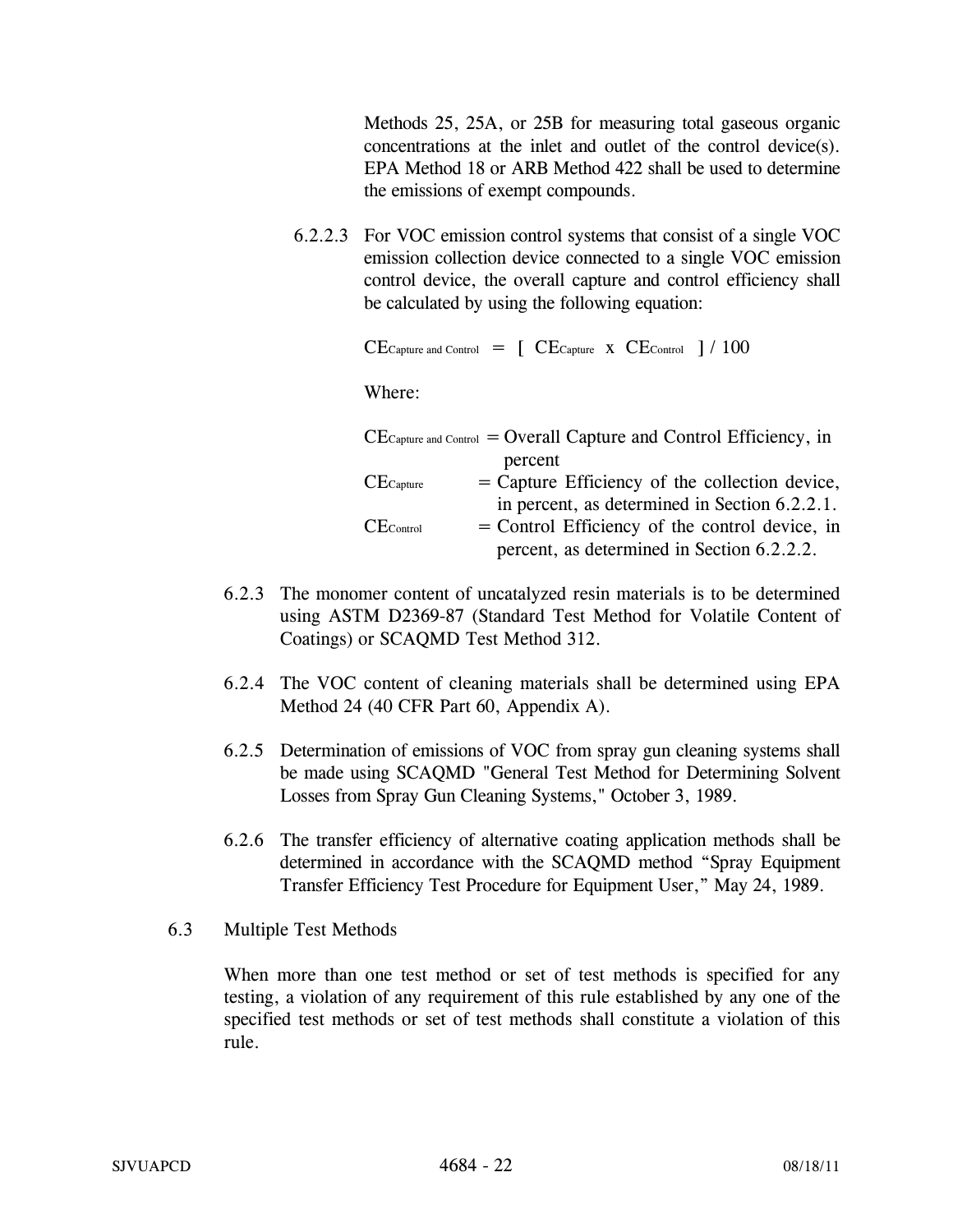Methods 25, 25A, or 25B for measuring total gaseous organic concentrations at the inlet and outlet of the control device(s). EPA Method 18 or ARB Method 422 shall be used to determine the emissions of exempt compounds.

6.2.2.3 For VOC emission control systems that consist of a single VOC emission collection device connected to a single VOC emission control device, the overall capture and control efficiency shall be calculated by using the following equation:

$$CE_{Capture\ and\ Control} = [\ CE_{Capture} \times CE_{Control}\ ] / 100$$

Where:

$CE_{Capture\ and\ Control}$ = Overall Capture and Control Efficiency, in percent

$CE_{Capture}$ = Capture Efficiency of the collection device, in percent, as determined in Section 6.2.2.1.

$CE_{Control}$ = Control Efficiency of the control device, in percent, as determined in Section 6.2.2.2.

6.2.3 The monomer content of uncatalyzed resin materials is to be determined using ASTM D2369-87 (Standard Test Method for Volatile Content of Coatings) or SCAQMD Test Method 312.

6.2.4 The VOC content of cleaning materials shall be determined using EPA Method 24 (40 CFR Part 60, Appendix A).

6.2.5 Determination of emissions of VOC from spray gun cleaning systems shall be made using SCAQMD "General Test Method for Determining Solvent Losses from Spray Gun Cleaning Systems," October 3, 1989.

6.2.6 The transfer efficiency of alternative coating application methods shall be determined in accordance with the SCAQMD method "Spray Equipment Transfer Efficiency Test Procedure for Equipment User," May 24, 1989.

6.3 Multiple Test Methods

When more than one test method or set of test methods is specified for any testing, a violation of any requirement of this rule established by any one of the specified test methods or set of test methods shall constitute a violation of this rule.